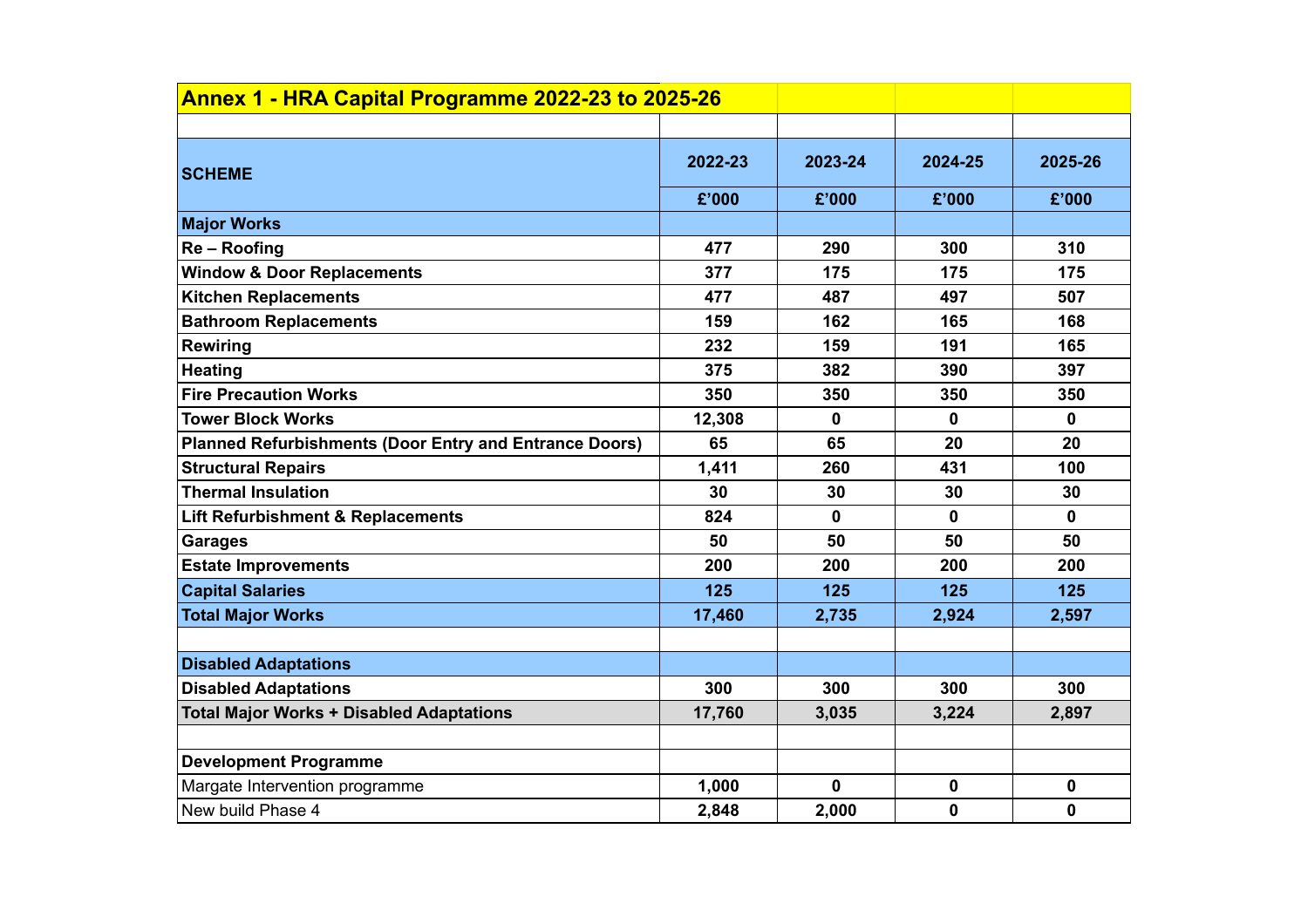## Annex 1 - HRA Capital Programme 2022-23 to 2025-26

| SCHEME | 2022-23 | 2023-24 | 2024-25 | 2025-26 |
|---|---|---|---|---|
| | £'000 | £'000 | £'000 | £'000 |
| **Major Works** | | | | |
| **Re – Roofing** | 477 | 290 | 300 | 310 |
| **Window & Door Replacements** | 377 | 175 | 175 | 175 |
| **Kitchen Replacements** | 477 | 487 | 497 | 507 |
| **Bathroom Replacements** | 159 | 162 | 165 | 168 |
| **Rewiring** | 232 | 159 | 191 | 165 |
| **Heating** | 375 | 382 | 390 | 397 |
| **Fire Precaution Works** | 350 | 350 | 350 | 350 |
| **Tower Block Works** | 12,308 | 0 | 0 | 0 |
| **Planned Refurbishments (Door Entry and Entrance Doors)** | 65 | 65 | 20 | 20 |
| **Structural Repairs** | 1,411 | 260 | 431 | 100 |
| **Thermal Insulation** | 30 | 30 | 30 | 30 |
| **Lift Refurbishment & Replacements** | 824 | 0 | 0 | 0 |
| **Garages** | 50 | 50 | 50 | 50 |
| **Estate Improvements** | 200 | 200 | 200 | 200 |
| **Capital Salaries** | 125 | 125 | 125 | 125 |
| **Total Major Works** | 17,460 | 2,735 | 2,924 | 2,597 |
| | | | | |
| **Disabled Adaptations** | | | | |
| **Disabled Adaptations** | 300 | 300 | 300 | 300 |
| **Total Major Works + Disabled Adaptations** | 17,760 | 3,035 | 3,224 | 2,897 |
| | | | | |
| **Development Programme** | | | | |
| Margate Intervention programme | 1,000 | 0 | 0 | 0 |
| New build Phase 4 | 2,848 | 2,000 | 0 | 0 |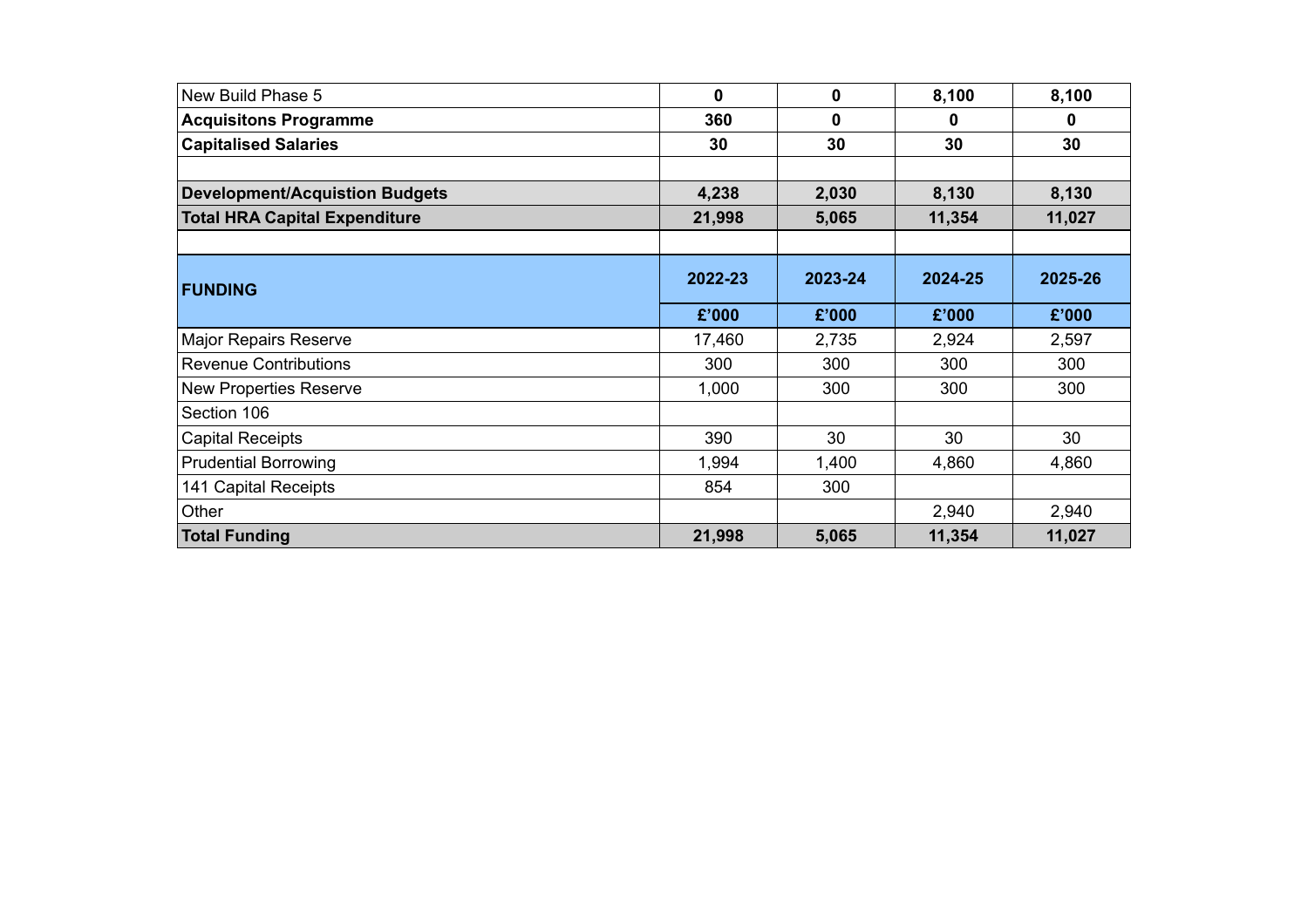| | | | | |
|---|---|---|---|---|
| New Build Phase 5 | **0** | **0** | **8,100** | **8,100** |
| **Acquisitons Programme** | **360** | **0** | **0** | **0** |
| **Capitalised Salaries** | **30** | **30** | **30** | **30** |
| | | | | |
| **Development/Acquistion Budgets** | **4,238** | **2,030** | **8,130** | **8,130** |
| **Total HRA Capital Expenditure** | **21,998** | **5,065** | **11,354** | **11,027** |

| **FUNDING** | **2022-23** | **2023-24** | **2024-25** | **2025-26** |
|---|---|---|---|---|
| | **£'000** | **£'000** | **£'000** | **£'000** |
| Major Repairs Reserve | 17,460 | 2,735 | 2,924 | 2,597 |
| Revenue Contributions | 300 | 300 | 300 | 300 |
| New Properties Reserve | 1,000 | 300 | 300 | 300 |
| Section 106 | | | | |
| Capital Receipts | 390 | 30 | 30 | 30 |
| Prudential Borrowing | 1,994 | 1,400 | 4,860 | 4,860 |
| 141 Capital Receipts | 854 | 300 | | |
| Other | | | 2,940 | 2,940 |
| **Total Funding** | **21,998** | **5,065** | **11,354** | **11,027** |